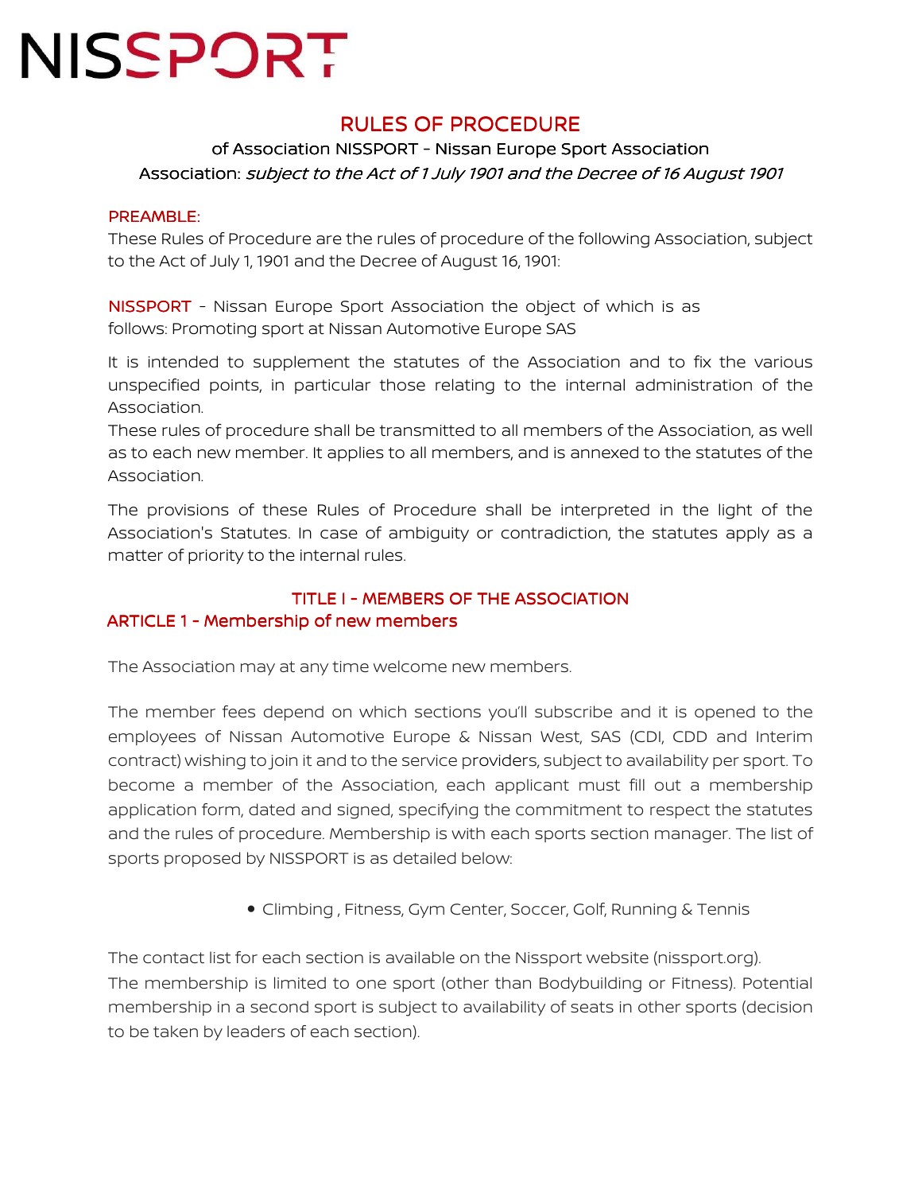# NISSPORT

## RULES OF PROCEDURE

of Association NISSPORT - Nissan Europe Sport Association

Association: *subject to the Act of 1 July 1901 and the Decree of 16 August 1901*

### PREAMBLE:

These Rules of Procedure are the rules of procedure of the following Association, subject to the Act of July 1, 1901 and the Decree of August 16, 1901:

NISSPORT - Nissan Europe Sport Association the object of which is as follows: Promoting sport at Nissan Automotive Europe SAS

It is intended to supplement the statutes of the Association and to fix the various unspecified points, in particular those relating to the internal administration of the Association.

These rules of procedure shall be transmitted to all members of the Association, as well as to each new member. It applies to all members, and is annexed to the statutes of the Association.

The provisions of these Rules of Procedure shall be interpreted in the light of the Association's Statutes. In case of ambiguity or contradiction, the statutes apply as a matter of priority to the internal rules.

## TITLE I - MEMBERS OF THE ASSOCIATION

### ARTICLE 1 - Membership of new members

The Association may at any time welcome new members.

The member fees depend on which sections you'll subscribe and it is opened to the employees of Nissan Automotive Europe & Nissan West, SAS (CDI, CDD and Interim contract) wishing to join it and to the service providers, subject to availability per sport. To become a member of the Association, each applicant must fill out a membership application form, dated and signed, specifying the commitment to respect the statutes and the rules of procedure. Membership is with each sports section manager. The list of sports proposed by NISSPORT is as detailed below:

- Climbing , Fitness, Gym Center, Soccer, Golf, Running & Tennis

The contact list for each section is available on the Nissport website (nissport.org).

The membership is limited to one sport (other than Bodybuilding or Fitness). Potential membership in a second sport is subject to availability of seats in other sports (decision to be taken by leaders of each section).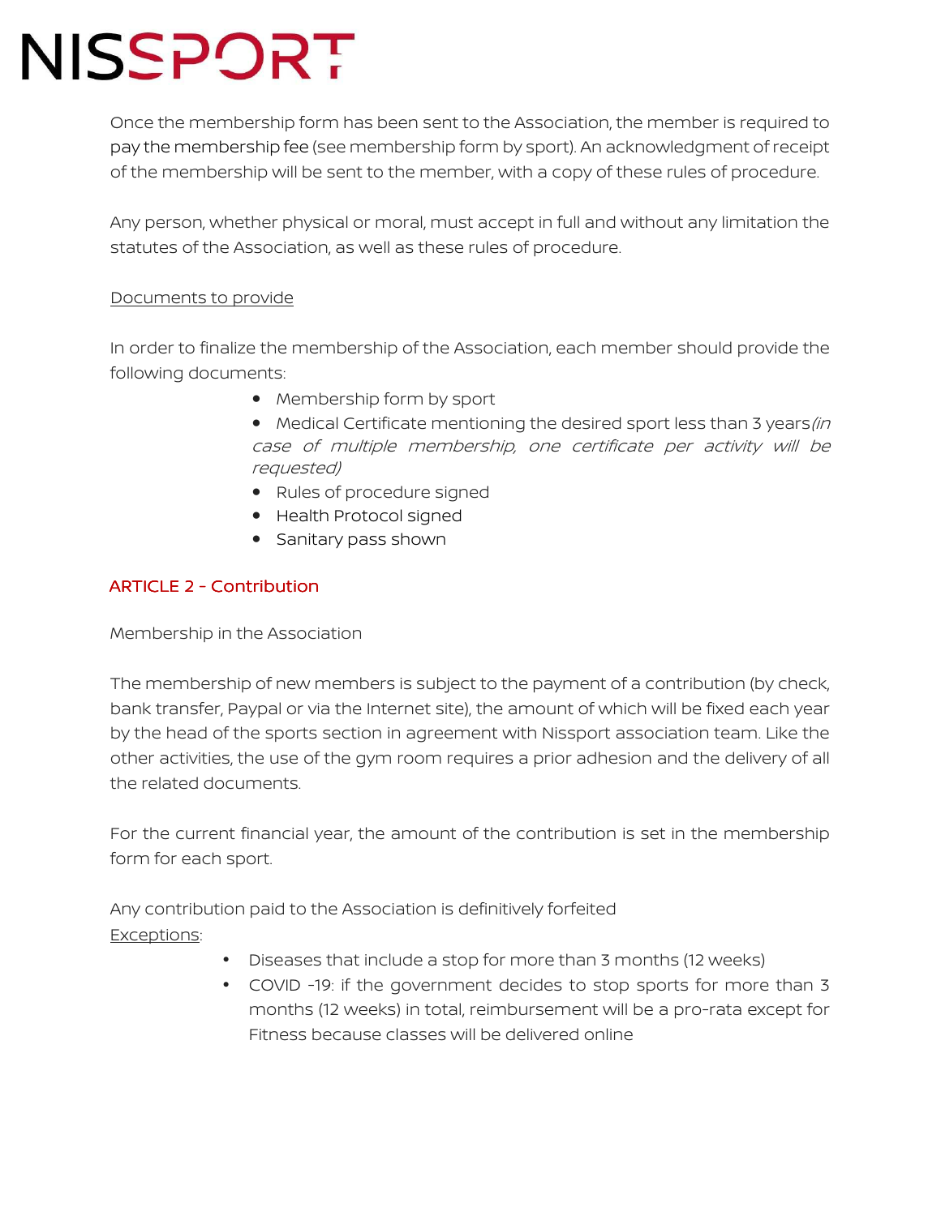Once the membership form has been sent to the Association, the member is required to pay the membership fee (see membership form by sport). An acknowledgment of receipt of the membership will be sent to the member, with a copy of these rules of procedure.

Any person, whether physical or moral, must accept in full and without any limitation the statutes of the Association, as well as these rules of procedure.

<u>Documents to provide</u>

In order to finalize the membership of the Association, each member should provide the following documents:

- Membership form by sport
- Medical Certificate mentioning the desired sport less than 3 years *(in case of multiple membership, one certificate per activity will be requested)*
- Rules of procedure signed
- Health Protocol signed
- Sanitary pass shown

## ARTICLE 2 - Contribution

Membership in the Association

The membership of new members is subject to the payment of a contribution (by check, bank transfer, Paypal or via the Internet site), the amount of which will be fixed each year by the head of the sports section in agreement with Nissport association team. Like the other activities, the use of the gym room requires a prior adhesion and the delivery of all the related documents.

For the current financial year, the amount of the contribution is set in the membership form for each sport.

Any contribution paid to the Association is definitively forfeited

<u>Exceptions</u>:

- Diseases that include a stop for more than 3 months (12 weeks)
- COVID -19: if the government decides to stop sports for more than 3 months (12 weeks) in total, reimbursement will be a pro-rata except for Fitness because classes will be delivered online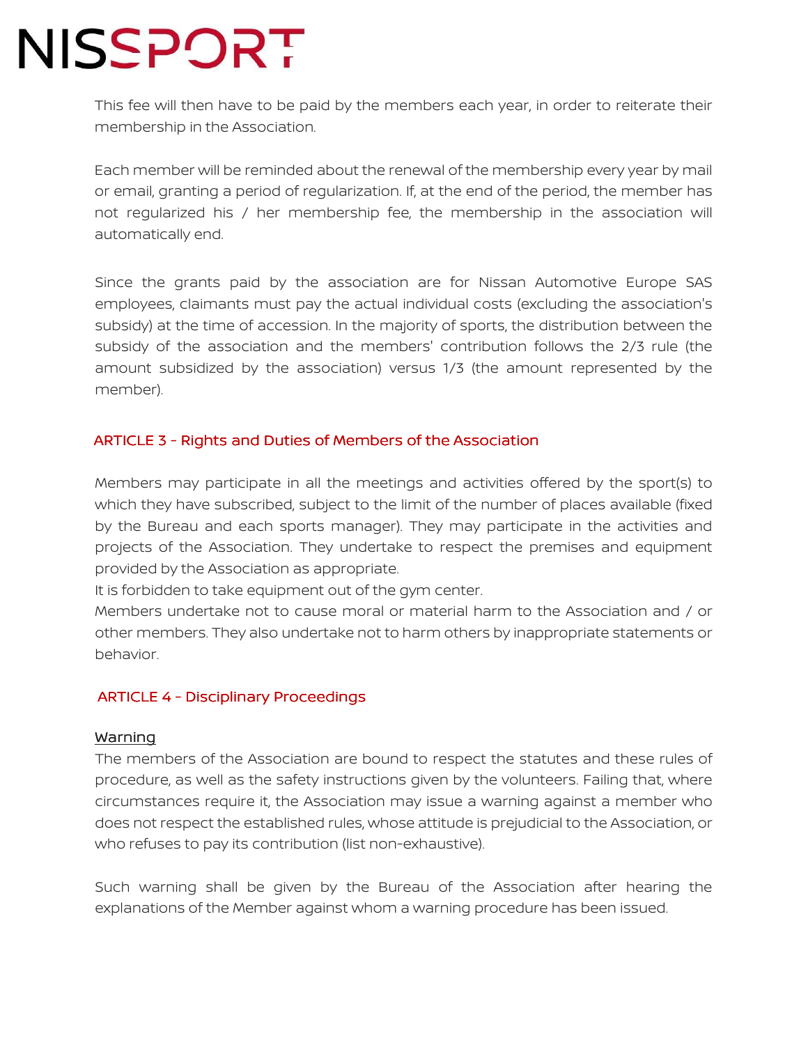This fee will then have to be paid by the members each year, in order to reiterate their membership in the Association.

Each member will be reminded about the renewal of the membership every year by mail or email, granting a period of regularization. If, at the end of the period, the member has not regularized his / her membership fee, the membership in the association will automatically end.

Since the grants paid by the association are for Nissan Automotive Europe SAS employees, claimants must pay the actual individual costs (excluding the association's subsidy) at the time of accession. In the majority of sports, the distribution between the subsidy of the association and the members' contribution follows the 2/3 rule (the amount subsidized by the association) versus 1/3 (the amount represented by the member).

## ARTICLE 3 - Rights and Duties of Members of the Association

Members may participate in all the meetings and activities offered by the sport(s) to which they have subscribed, subject to the limit of the number of places available (fixed by the Bureau and each sports manager). They may participate in the activities and projects of the Association. They undertake to respect the premises and equipment provided by the Association as appropriate.
It is forbidden to take equipment out of the gym center.
Members undertake not to cause moral or material harm to the Association and / or other members. They also undertake not to harm others by inappropriate statements or behavior.

## ARTICLE 4 - Disciplinary Proceedings

### Warning

The members of the Association are bound to respect the statutes and these rules of procedure, as well as the safety instructions given by the volunteers. Failing that, where circumstances require it, the Association may issue a warning against a member who does not respect the established rules, whose attitude is prejudicial to the Association, or who refuses to pay its contribution (list non-exhaustive).

Such warning shall be given by the Bureau of the Association after hearing the explanations of the Member against whom a warning procedure has been issued.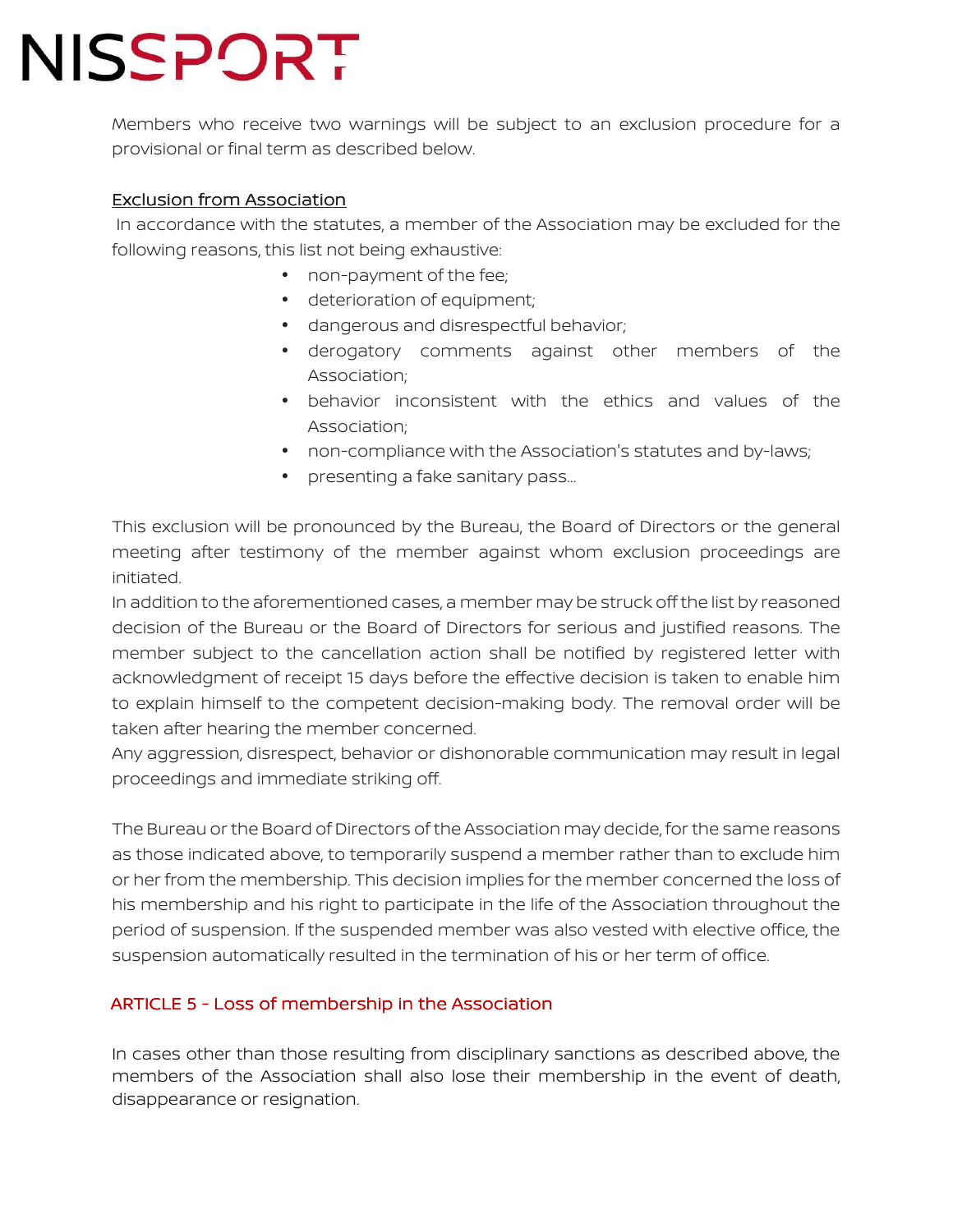Members who receive two warnings will be subject to an exclusion procedure for a provisional or final term as described below.

<u>Exclusion from Association</u>

In accordance with the statutes, a member of the Association may be excluded for the following reasons, this list not being exhaustive:

- non-payment of the fee;
- deterioration of equipment;
- dangerous and disrespectful behavior;
- derogatory comments against other members of the Association;
- behavior inconsistent with the ethics and values of the Association;
- non-compliance with the Association's statutes and by-laws;
- presenting a fake sanitary pass...

This exclusion will be pronounced by the Bureau, the Board of Directors or the general meeting after testimony of the member against whom exclusion proceedings are initiated.

In addition to the aforementioned cases, a member may be struck off the list by reasoned decision of the Bureau or the Board of Directors for serious and justified reasons. The member subject to the cancellation action shall be notified by registered letter with acknowledgment of receipt 15 days before the effective decision is taken to enable him to explain himself to the competent decision-making body. The removal order will be taken after hearing the member concerned.

Any aggression, disrespect, behavior or dishonorable communication may result in legal proceedings and immediate striking off.

The Bureau or the Board of Directors of the Association may decide, for the same reasons as those indicated above, to temporarily suspend a member rather than to exclude him or her from the membership. This decision implies for the member concerned the loss of his membership and his right to participate in the life of the Association throughout the period of suspension. If the suspended member was also vested with elective office, the suspension automatically resulted in the termination of his or her term of office.

## ARTICLE 5 - Loss of membership in the Association

In cases other than those resulting from disciplinary sanctions as described above, the members of the Association shall also lose their membership in the event of death, disappearance or resignation.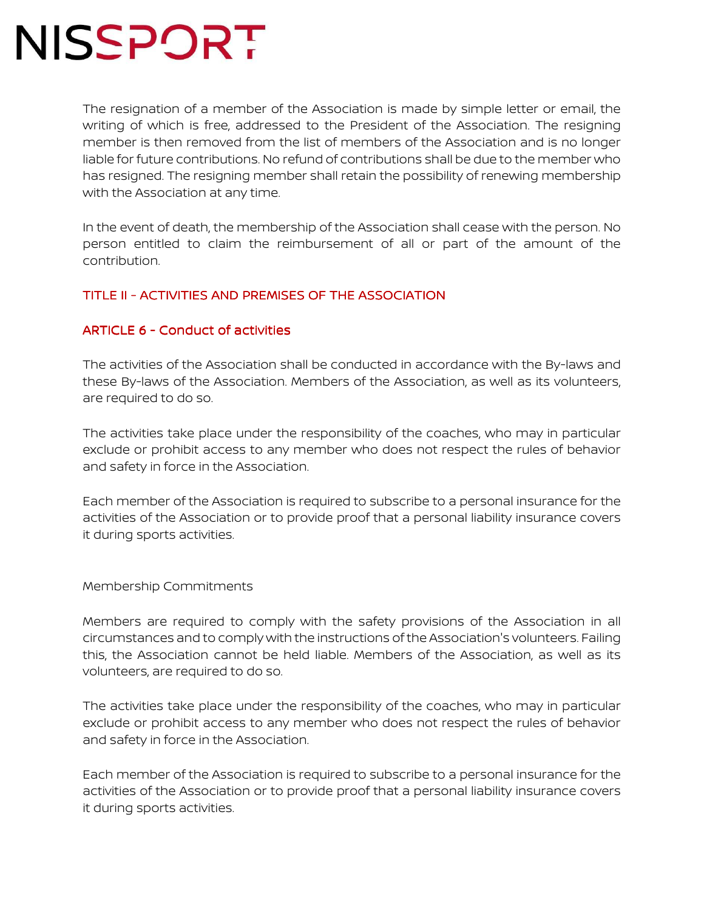The resignation of a member of the Association is made by simple letter or email, the writing of which is free, addressed to the President of the Association. The resigning member is then removed from the list of members of the Association and is no longer liable for future contributions. No refund of contributions shall be due to the member who has resigned. The resigning member shall retain the possibility of renewing membership with the Association at any time.

In the event of death, the membership of the Association shall cease with the person. No person entitled to claim the reimbursement of all or part of the amount of the contribution.

## TITLE II - ACTIVITIES AND PREMISES OF THE ASSOCIATION

### ARTICLE 6 - Conduct of activities

The activities of the Association shall be conducted in accordance with the By-laws and these By-laws of the Association. Members of the Association, as well as its volunteers, are required to do so.

The activities take place under the responsibility of the coaches, who may in particular exclude or prohibit access to any member who does not respect the rules of behavior and safety in force in the Association.

Each member of the Association is required to subscribe to a personal insurance for the activities of the Association or to provide proof that a personal liability insurance covers it during sports activities.

Membership Commitments

Members are required to comply with the safety provisions of the Association in all circumstances and to comply with the instructions of the Association's volunteers. Failing this, the Association cannot be held liable. Members of the Association, as well as its volunteers, are required to do so.

The activities take place under the responsibility of the coaches, who may in particular exclude or prohibit access to any member who does not respect the rules of behavior and safety in force in the Association.

Each member of the Association is required to subscribe to a personal insurance for the activities of the Association or to provide proof that a personal liability insurance covers it during sports activities.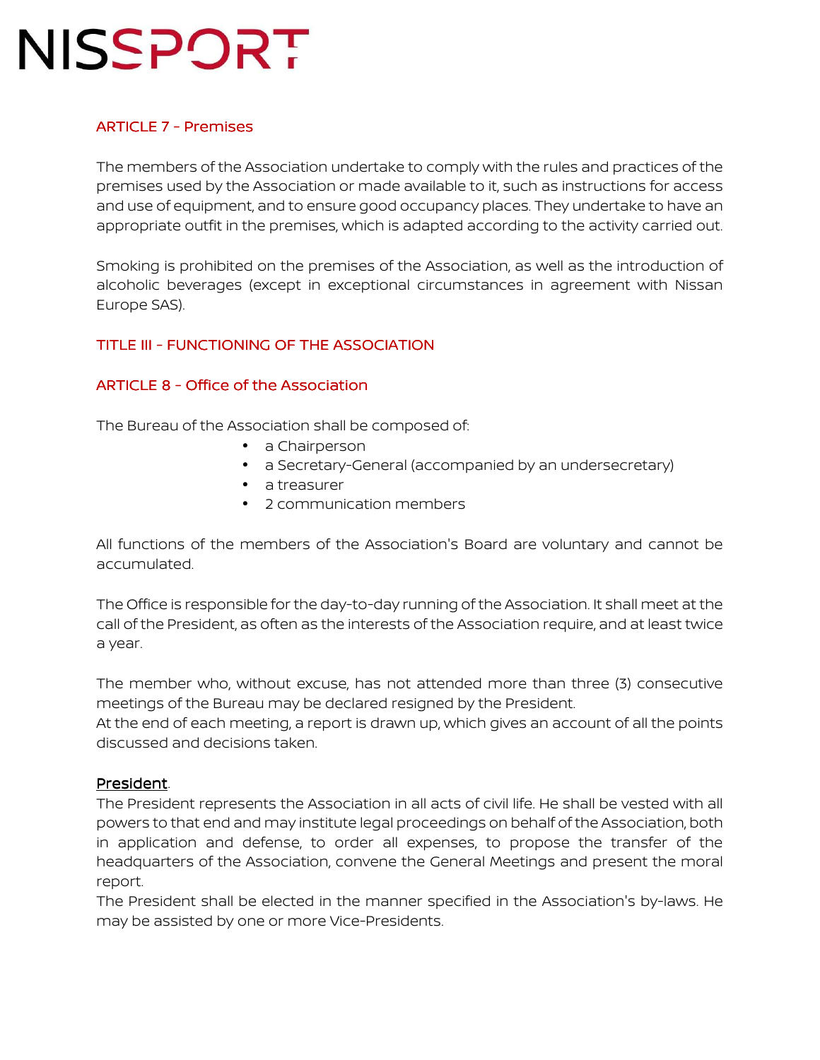## ARTICLE 7 - Premises

The members of the Association undertake to comply with the rules and practices of the premises used by the Association or made available to it, such as instructions for access and use of equipment, and to ensure good occupancy places. They undertake to have an appropriate outfit in the premises, which is adapted according to the activity carried out.

Smoking is prohibited on the premises of the Association, as well as the introduction of alcoholic beverages (except in exceptional circumstances in agreement with Nissan Europe SAS).

# TITLE III - FUNCTIONING OF THE ASSOCIATION

## ARTICLE 8 - Office of the Association

The Bureau of the Association shall be composed of:

- a Chairperson
- a Secretary-General (accompanied by an undersecretary)
- a treasurer
- 2 communication members

All functions of the members of the Association's Board are voluntary and cannot be accumulated.

The Office is responsible for the day-to-day running of the Association. It shall meet at the call of the President, as often as the interests of the Association require, and at least twice a year.

The member who, without excuse, has not attended more than three (3) consecutive meetings of the Bureau may be declared resigned by the President.
At the end of each meeting, a report is drawn up, which gives an account of all the points discussed and decisions taken.

**President**.
The President represents the Association in all acts of civil life. He shall be vested with all powers to that end and may institute legal proceedings on behalf of the Association, both in application and defense, to order all expenses, to propose the transfer of the headquarters of the Association, convene the General Meetings and present the moral report.
The President shall be elected in the manner specified in the Association's by-laws. He may be assisted by one or more Vice-Presidents.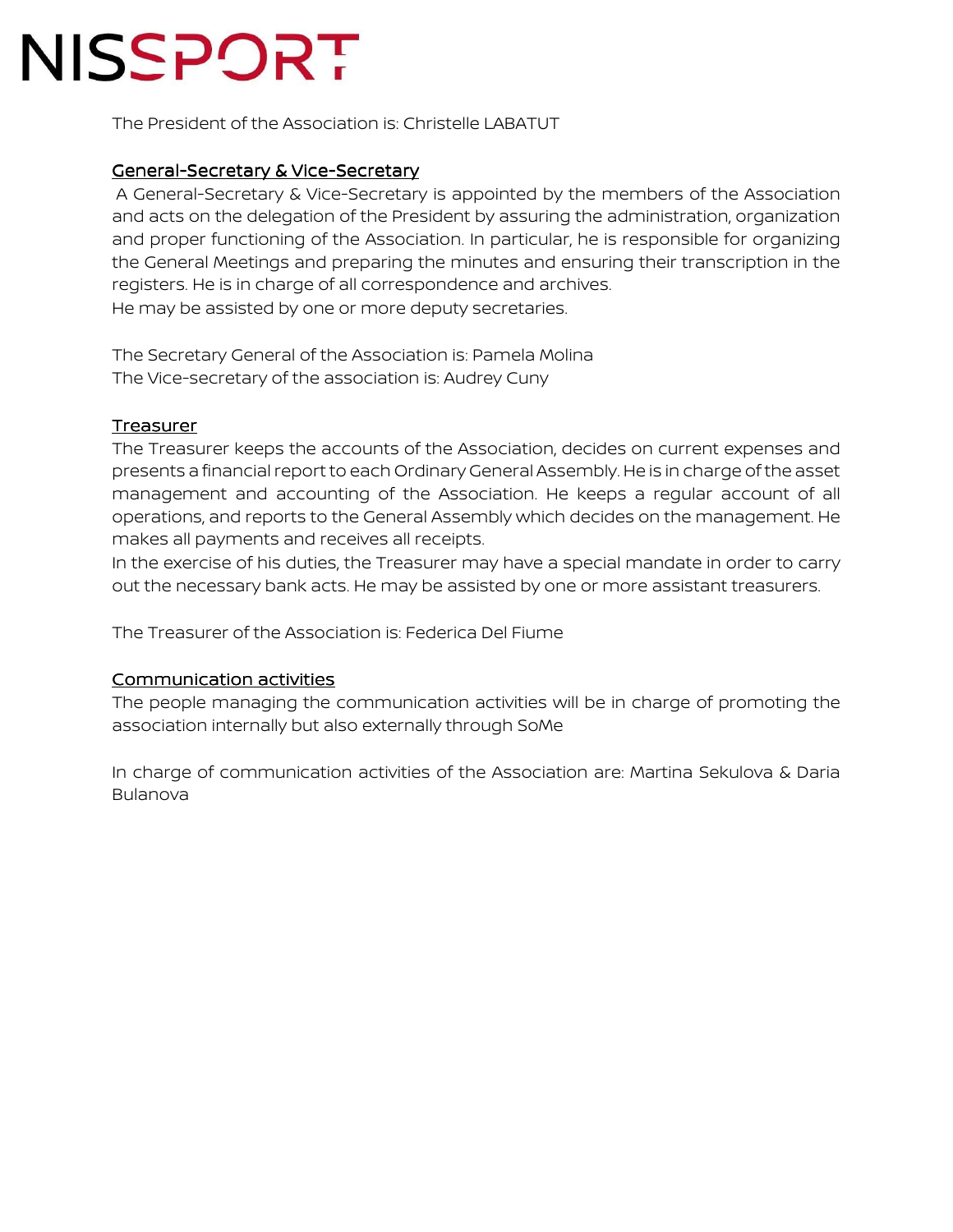The President of the Association is: Christelle LABATUT

## General-Secretary & Vice-Secretary

A General-Secretary & Vice-Secretary is appointed by the members of the Association and acts on the delegation of the President by assuring the administration, organization and proper functioning of the Association. In particular, he is responsible for organizing the General Meetings and preparing the minutes and ensuring their transcription in the registers. He is in charge of all correspondence and archives.
He may be assisted by one or more deputy secretaries.

The Secretary General of the Association is: Pamela Molina
The Vice-secretary of the association is: Audrey Cuny

## Treasurer

The Treasurer keeps the accounts of the Association, decides on current expenses and presents a financial report to each Ordinary General Assembly. He is in charge of the asset management and accounting of the Association. He keeps a regular account of all operations, and reports to the General Assembly which decides on the management. He makes all payments and receives all receipts.
In the exercise of his duties, the Treasurer may have a special mandate in order to carry out the necessary bank acts. He may be assisted by one or more assistant treasurers.

The Treasurer of the Association is: Federica Del Fiume

## Communication activities

The people managing the communication activities will be in charge of promoting the association internally but also externally through SoMe

In charge of communication activities of the Association are: Martina Sekulova & Daria Bulanova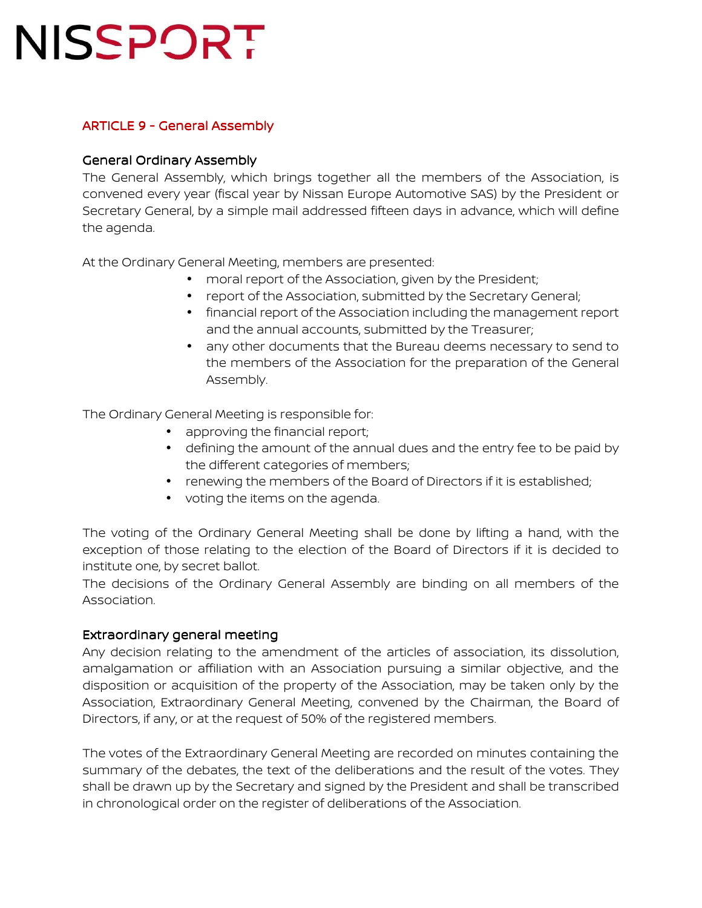## ARTICLE 9 - General Assembly

### General Ordinary Assembly

The General Assembly, which brings together all the members of the Association, is convened every year (fiscal year by Nissan Europe Automotive SAS) by the President or Secretary General, by a simple mail addressed fifteen days in advance, which will define the agenda.

At the Ordinary General Meeting, members are presented:

- moral report of the Association, given by the President;
- report of the Association, submitted by the Secretary General;
- financial report of the Association including the management report and the annual accounts, submitted by the Treasurer;
- any other documents that the Bureau deems necessary to send to the members of the Association for the preparation of the General Assembly.

The Ordinary General Meeting is responsible for:

- approving the financial report;
- defining the amount of the annual dues and the entry fee to be paid by the different categories of members;
- renewing the members of the Board of Directors if it is established;
- voting the items on the agenda.

The voting of the Ordinary General Meeting shall be done by lifting a hand, with the exception of those relating to the election of the Board of Directors if it is decided to institute one, by secret ballot.
The decisions of the Ordinary General Assembly are binding on all members of the Association.

### Extraordinary general meeting

Any decision relating to the amendment of the articles of association, its dissolution, amalgamation or affiliation with an Association pursuing a similar objective, and the disposition or acquisition of the property of the Association, may be taken only by the Association, Extraordinary General Meeting, convened by the Chairman, the Board of Directors, if any, or at the request of 50% of the registered members.

The votes of the Extraordinary General Meeting are recorded on minutes containing the summary of the debates, the text of the deliberations and the result of the votes. They shall be drawn up by the Secretary and signed by the President and shall be transcribed in chronological order on the register of deliberations of the Association.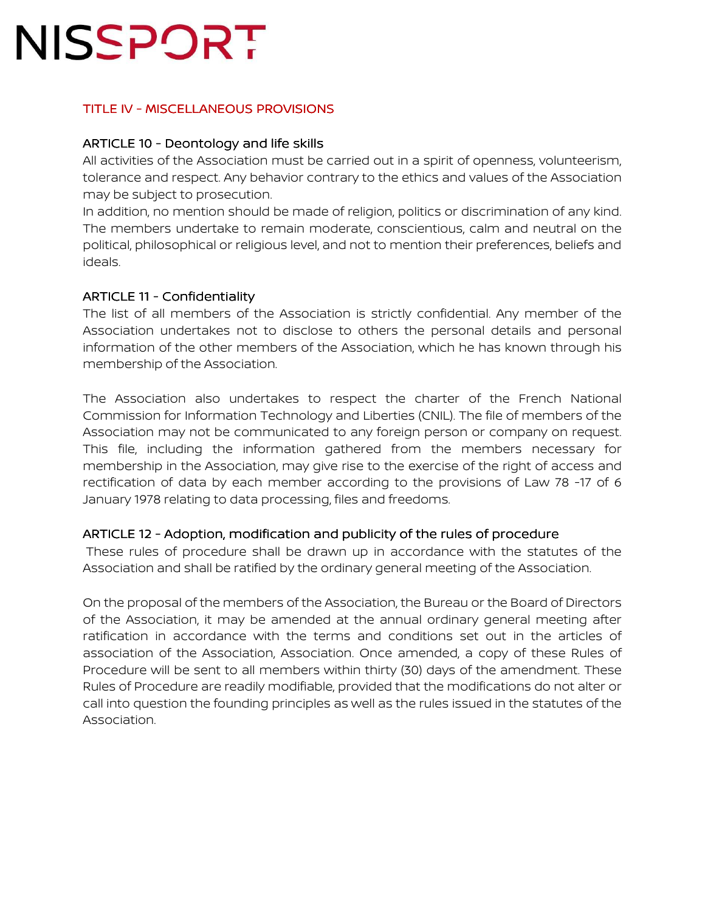## TITLE IV - MISCELLANEOUS PROVISIONS

### ARTICLE 10 - Deontology and life skills

All activities of the Association must be carried out in a spirit of openness, volunteerism, tolerance and respect. Any behavior contrary to the ethics and values of the Association may be subject to prosecution.

In addition, no mention should be made of religion, politics or discrimination of any kind. The members undertake to remain moderate, conscientious, calm and neutral on the political, philosophical or religious level, and not to mention their preferences, beliefs and ideals.

### ARTICLE 11 - Confidentiality

The list of all members of the Association is strictly confidential. Any member of the Association undertakes not to disclose to others the personal details and personal information of the other members of the Association, which he has known through his membership of the Association.

The Association also undertakes to respect the charter of the French National Commission for Information Technology and Liberties (CNIL). The file of members of the Association may not be communicated to any foreign person or company on request. This file, including the information gathered from the members necessary for membership in the Association, may give rise to the exercise of the right of access and rectification of data by each member according to the provisions of Law 78 -17 of 6 January 1978 relating to data processing, files and freedoms.

### ARTICLE 12 - Adoption, modification and publicity of the rules of procedure

These rules of procedure shall be drawn up in accordance with the statutes of the Association and shall be ratified by the ordinary general meeting of the Association.

On the proposal of the members of the Association, the Bureau or the Board of Directors of the Association, it may be amended at the annual ordinary general meeting after ratification in accordance with the terms and conditions set out in the articles of association of the Association, Association. Once amended, a copy of these Rules of Procedure will be sent to all members within thirty (30) days of the amendment. These Rules of Procedure are readily modifiable, provided that the modifications do not alter or call into question the founding principles as well as the rules issued in the statutes of the Association.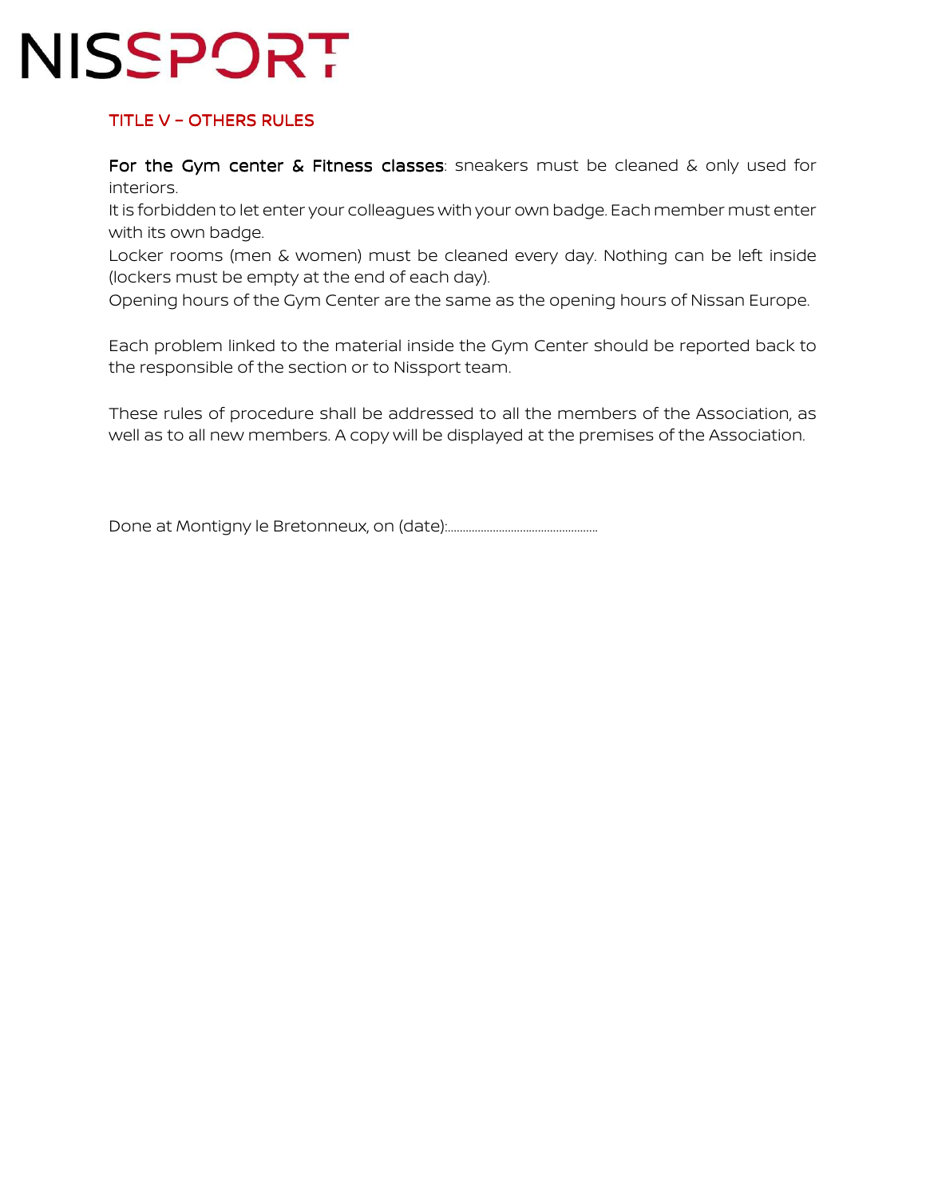NISSPORT

## TITLE V – OTHERS RULES

**For the Gym center & Fitness classes**: sneakers must be cleaned & only used for interiors.
It is forbidden to let enter your colleagues with your own badge. Each member must enter with its own badge.
Locker rooms (men & women) must be cleaned every day. Nothing can be left inside (lockers must be empty at the end of each day).
Opening hours of the Gym Center are the same as the opening hours of Nissan Europe.

Each problem linked to the material inside the Gym Center should be reported back to the responsible of the section or to Nissport team.

These rules of procedure shall be addressed to all the members of the Association, as well as to all new members. A copy will be displayed at the premises of the Association.

Done at Montigny le Bretonneux, on (date):………………………………………………